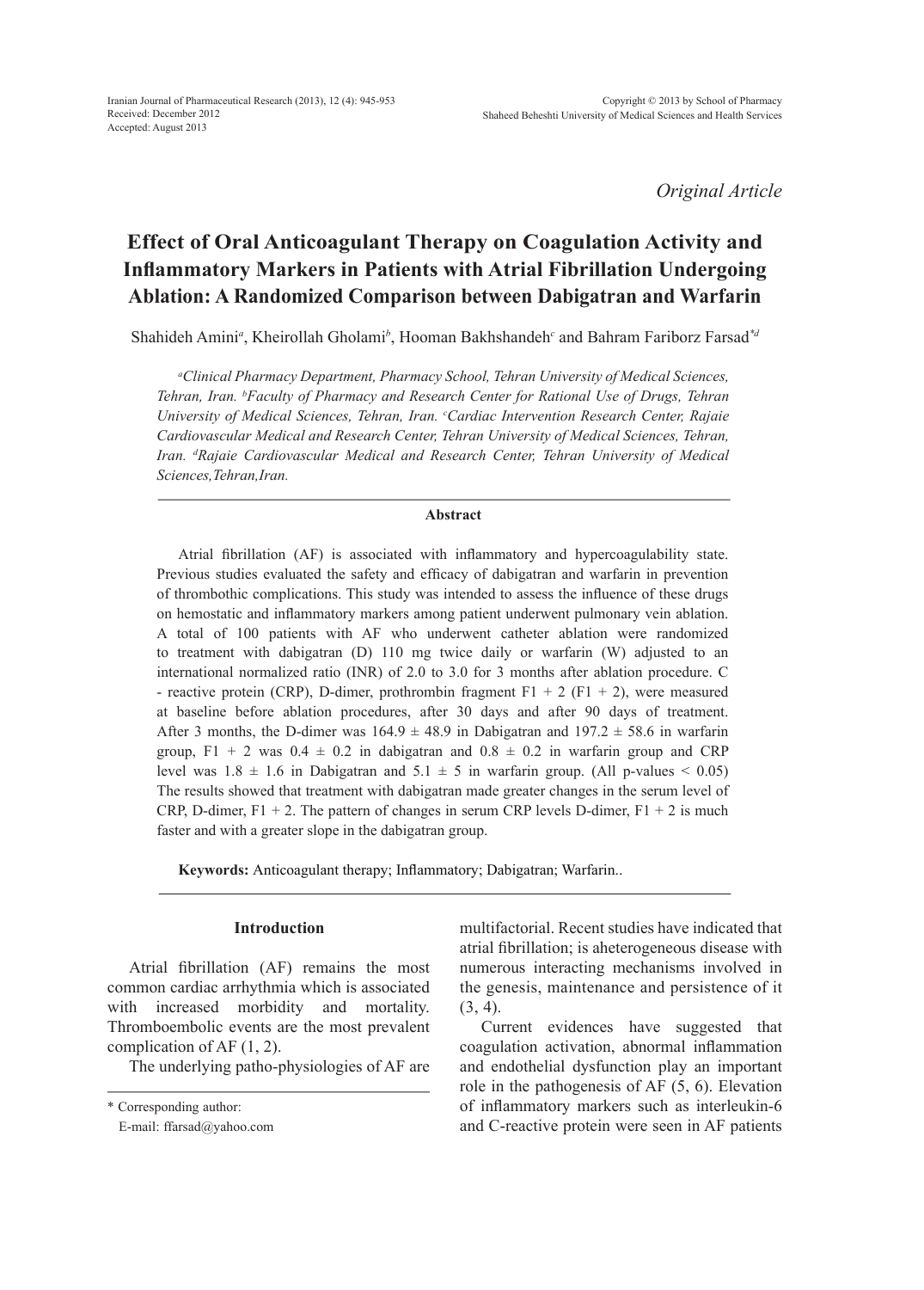*Original Article*

# Effect of Oral Anticoagulant Therapy on Coagulation Activity and Inflammatory Markers in Patients with Atrial Fibrillation Undergoing Ablation: A Randomized Comparison between Dabigatran and Warfarin

Shahideh Amini[a], Kheirollah Gholami[b], Hooman Bakhshandeh[c] and Bahram Fariborz Farsad[*d]

[a]*Clinical Pharmacy Department, Pharmacy School, Tehran University of Medical Sciences, Tehran, Iran.* [b]*Faculty of Pharmacy and Research Center for Rational Use of Drugs, Tehran University of Medical Sciences, Tehran, Iran.* [c]*Cardiac Intervention Research Center, Rajaie Cardiovascular Medical and Research Center, Tehran University of Medical Sciences, Tehran, Iran.* [d]*Rajaie Cardiovascular Medical and Research Center, Tehran University of Medical Sciences,Tehran,Iran.*

## Abstract

Atrial fibrillation (AF) is associated with inflammatory and hypercoagulability state. Previous studies evaluated the safety and efficacy of dabigatran and warfarin in prevention of thrombothic complications. This study was intended to assess the influence of these drugs on hemostatic and inflammatory markers among patient underwent pulmonary vein ablation. A total of 100 patients with AF who underwent catheter ablation were randomized to treatment with dabigatran (D) 110 mg twice daily or warfarin (W) adjusted to an international normalized ratio (INR) of 2.0 to 3.0 for 3 months after ablation procedure. C - reactive protein (CRP), D-dimer, prothrombin fragment F1 + 2 (F1 + 2), were measured at baseline before ablation procedures, after 30 days and after 90 days of treatment. After 3 months, the D-dimer was 164.9 ± 48.9 in Dabigatran and 197.2 ± 58.6 in warfarin group, F1 + 2 was 0.4 ± 0.2 in dabigatran and 0.8 ± 0.2 in warfarin group and CRP level was 1.8 ± 1.6 in Dabigatran and 5.1 ± 5 in warfarin group. (All p-values < 0.05) The results showed that treatment with dabigatran made greater changes in the serum level of CRP, D-dimer, F1 + 2. The pattern of changes in serum CRP levels D-dimer, F1 + 2 is much faster and with a greater slope in the dabigatran group.

**Keywords:** Anticoagulant therapy; Inflammatory; Dabigatran; Warfarin..

## Introduction

Atrial fibrillation (AF) remains the most common cardiac arrhythmia which is associated with increased morbidity and mortality. Thromboembolic events are the most prevalent complication of AF (1, 2).

The underlying patho-physiologies of AF are multifactorial. Recent studies have indicated that atrial fibrillation; is aheterogeneous disease with numerous interacting mechanisms involved in the genesis, maintenance and persistence of it (3, 4).

Current evidences have suggested that coagulation activation, abnormal inflammation and endothelial dysfunction play an important role in the pathogenesis of AF (5, 6). Elevation of inflammatory markers such as interleukin-6 and C-reactive protein were seen in AF patients

\* Corresponding author:
E-mail: ffarsad@yahoo.com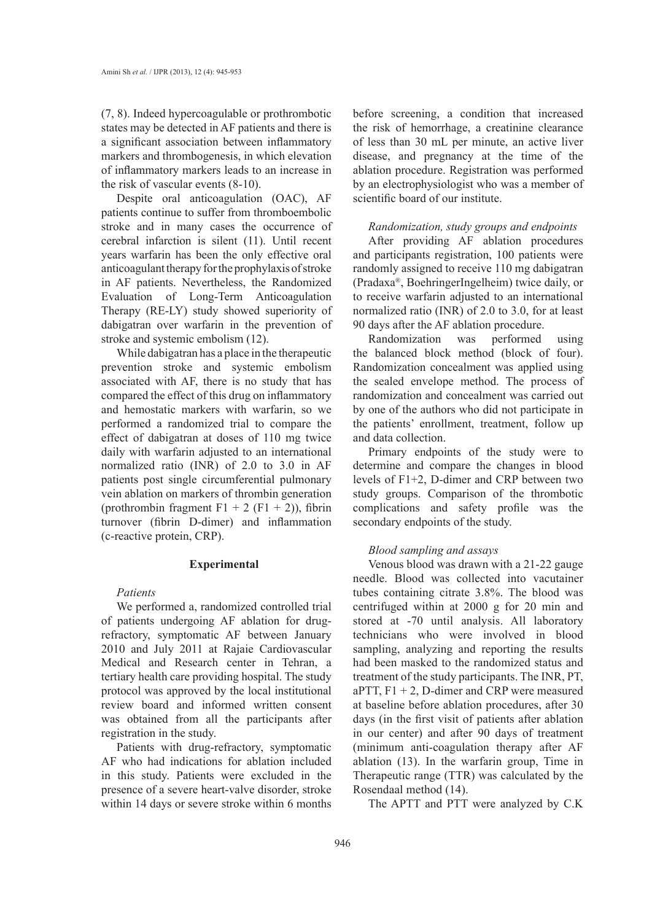(7, 8). Indeed hypercoagulable or prothrombotic states may be detected in AF patients and there is a significant association between inflammatory markers and thrombogenesis, in which elevation of inflammatory markers leads to an increase in the risk of vascular events (8-10).

Despite oral anticoagulation (OAC), AF patients continue to suffer from thromboembolic stroke and in many cases the occurrence of cerebral infarction is silent (11). Until recent years warfarin has been the only effective oral anticoagulant therapy for the prophylaxis of stroke in AF patients. Nevertheless, the Randomized Evaluation of Long-Term Anticoagulation Therapy (RE-LY) study showed superiority of dabigatran over warfarin in the prevention of stroke and systemic embolism (12).

While dabigatran has a place in the therapeutic prevention stroke and systemic embolism associated with AF, there is no study that has compared the effect of this drug on inflammatory and hemostatic markers with warfarin, so we performed a randomized trial to compare the effect of dabigatran at doses of 110 mg twice daily with warfarin adjusted to an international normalized ratio (INR) of 2.0 to 3.0 in AF patients post single circumferential pulmonary vein ablation on markers of thrombin generation (prothrombin fragment F1 + 2 (F1 + 2)), fibrin turnover (fibrin D-dimer) and inflammation (c-reactive protein, CRP).

## Experimental

### *Patients*

We performed a, randomized controlled trial of patients undergoing AF ablation for drug-refractory, symptomatic AF between January 2010 and July 2011 at Rajaie Cardiovascular Medical and Research center in Tehran, a tertiary health care providing hospital. The study protocol was approved by the local institutional review board and informed written consent was obtained from all the participants after registration in the study.

Patients with drug-refractory, symptomatic AF who had indications for ablation included in this study. Patients were excluded in the presence of a severe heart-valve disorder, stroke within 14 days or severe stroke within 6 months before screening, a condition that increased the risk of hemorrhage, a creatinine clearance of less than 30 mL per minute, an active liver disease, and pregnancy at the time of the ablation procedure. Registration was performed by an electrophysiologist who was a member of scientific board of our institute.

### *Randomization, study groups and endpoints*

After providing AF ablation procedures and participants registration, 100 patients were randomly assigned to receive 110 mg dabigatran (Pradaxa®, BoehringerIngelheim) twice daily, or to receive warfarin adjusted to an international normalized ratio (INR) of 2.0 to 3.0, for at least 90 days after the AF ablation procedure.

Randomization was performed using the balanced block method (block of four). Randomization concealment was applied using the sealed envelope method. The process of randomization and concealment was carried out by one of the authors who did not participate in the patients' enrollment, treatment, follow up and data collection.

Primary endpoints of the study were to determine and compare the changes in blood levels of F1+2, D-dimer and CRP between two study groups. Comparison of the thrombotic complications and safety profile was the secondary endpoints of the study.

### *Blood sampling and assays*

Venous blood was drawn with a 21-22 gauge needle. Blood was collected into vacutainer tubes containing citrate 3.8%. The blood was centrifuged within at 2000 g for 20 min and stored at -70 until analysis. All laboratory technicians who were involved in blood sampling, analyzing and reporting the results had been masked to the randomized status and treatment of the study participants. The INR, PT, aPTT, F1 + 2, D-dimer and CRP were measured at baseline before ablation procedures, after 30 days (in the first visit of patients after ablation in our center) and after 90 days of treatment (minimum anti-coagulation therapy after AF ablation (13). In the warfarin group, Time in Therapeutic range (TTR) was calculated by the Rosendaal method (14).

The APTT and PTT were analyzed by C.K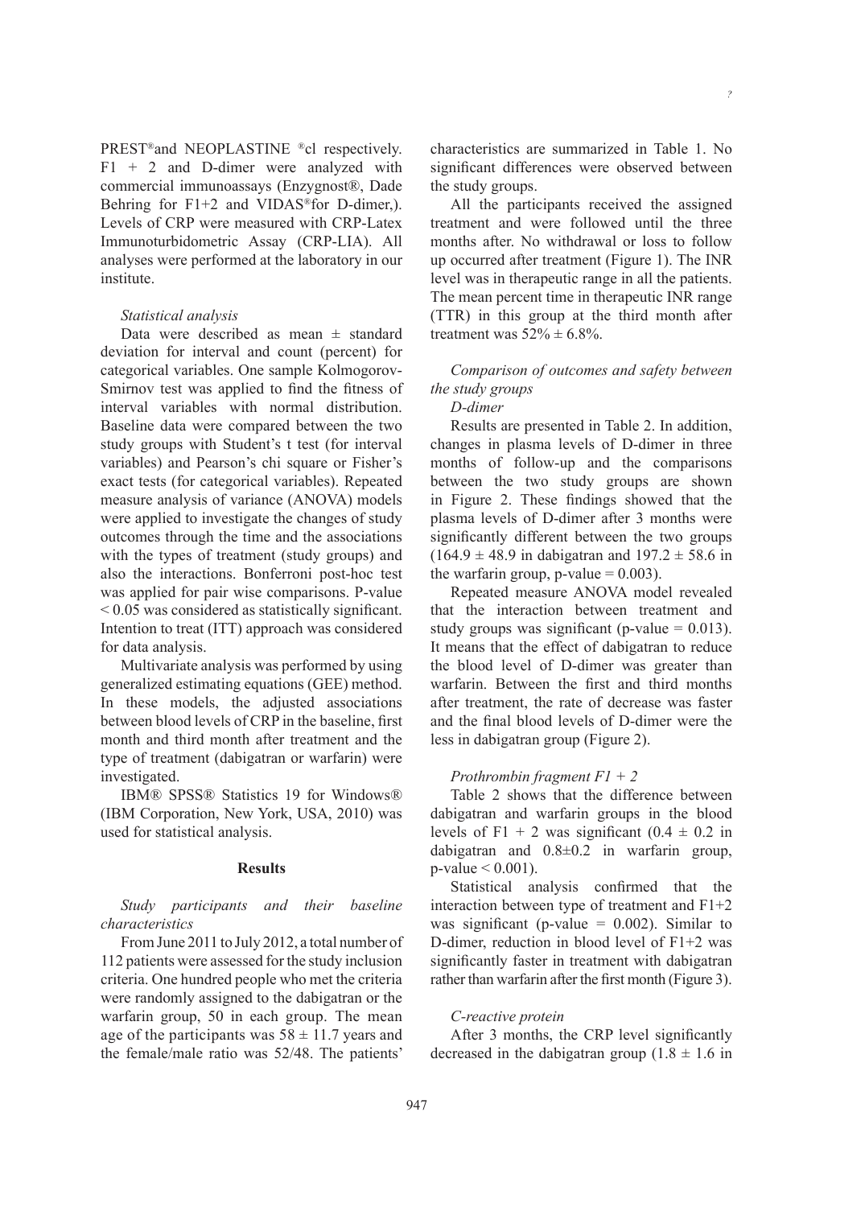PREST®and NEOPLASTINE ®cl respectively. F1 + 2 and D-dimer were analyzed with commercial immunoassays (Enzygnost®, Dade Behring for F1+2 and VIDAS®for D-dimer,). Levels of CRP were measured with CRP-Latex Immunoturbidometric Assay (CRP-LIA). All analyses were performed at the laboratory in our institute.

### *Statistical analysis*

Data were described as mean ± standard deviation for interval and count (percent) for categorical variables. One sample Kolmogorov-Smirnov test was applied to find the fitness of interval variables with normal distribution. Baseline data were compared between the two study groups with Student's t test (for interval variables) and Pearson's chi square or Fisher's exact tests (for categorical variables). Repeated measure analysis of variance (ANOVA) models were applied to investigate the changes of study outcomes through the time and the associations with the types of treatment (study groups) and also the interactions. Bonferroni post-hoc test was applied for pair wise comparisons. P-value < 0.05 was considered as statistically significant. Intention to treat (ITT) approach was considered for data analysis.

Multivariate analysis was performed by using generalized estimating equations (GEE) method. In these models, the adjusted associations between blood levels of CRP in the baseline, first month and third month after treatment and the type of treatment (dabigatran or warfarin) were investigated.

IBM® SPSS® Statistics 19 for Windows® (IBM Corporation, New York, USA, 2010) was used for statistical analysis.

## Results

### *Study participants and their baseline characteristics*

From June 2011 to July 2012, a total number of 112 patients were assessed for the study inclusion criteria. One hundred people who met the criteria were randomly assigned to the dabigatran or the warfarin group, 50 in each group. The mean age of the participants was 58 ± 11.7 years and the female/male ratio was 52/48. The patients' characteristics are summarized in Table 1. No significant differences were observed between the study groups.

All the participants received the assigned treatment and were followed until the three months after. No withdrawal or loss to follow up occurred after treatment (Figure 1). The INR level was in therapeutic range in all the patients. The mean percent time in therapeutic INR range (TTR) in this group at the third month after treatment was 52% ± 6.8%.

### *Comparison of outcomes and safety between the study groups*

#### *D-dimer*

Results are presented in Table 2. In addition, changes in plasma levels of D-dimer in three months of follow-up and the comparisons between the two study groups are shown in Figure 2. These findings showed that the plasma levels of D-dimer after 3 months were significantly different between the two groups (164.9 ± 48.9 in dabigatran and 197.2 ± 58.6 in the warfarin group, p-value = 0.003).

Repeated measure ANOVA model revealed that the interaction between treatment and study groups was significant (p-value = 0.013). It means that the effect of dabigatran to reduce the blood level of D-dimer was greater than warfarin. Between the first and third months after treatment, the rate of decrease was faster and the final blood levels of D-dimer were the less in dabigatran group (Figure 2).

#### *Prothrombin fragment F1 + 2*

Table 2 shows that the difference between dabigatran and warfarin groups in the blood levels of F1 + 2 was significant (0.4 ± 0.2 in dabigatran and 0.8±0.2 in warfarin group, p-value < 0.001).

Statistical analysis confirmed that the interaction between type of treatment and F1+2 was significant (p-value = 0.002). Similar to D-dimer, reduction in blood level of F1+2 was significantly faster in treatment with dabigatran rather than warfarin after the first month (Figure 3).

#### *C-reactive protein*

After 3 months, the CRP level significantly decreased in the dabigatran group (1.8 ± 1.6 in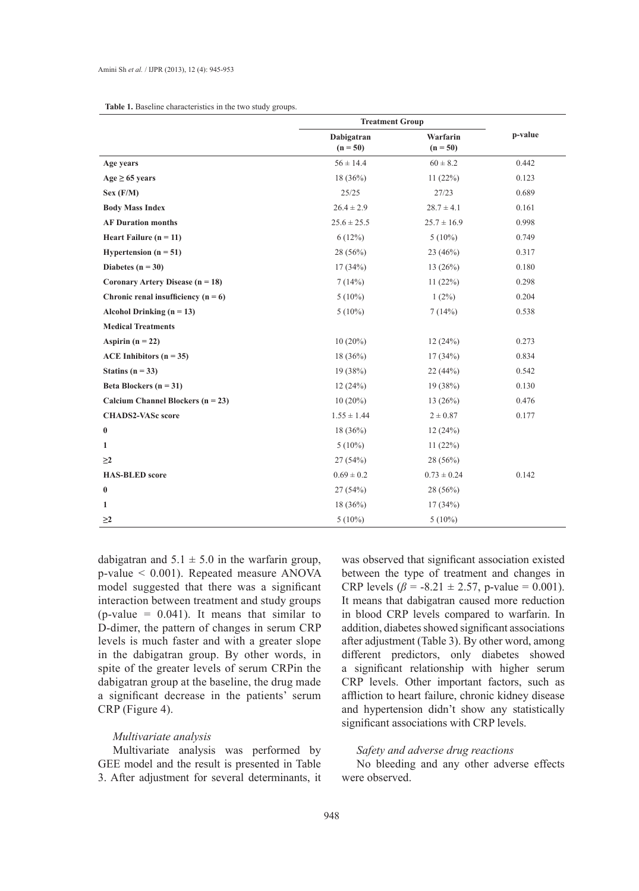**Table 1.** Baseline characteristics in the two study groups.

| | Treatment Group | | p-value |
|---|---|---|---|
| | Dabigatran (n = 50) | Warfarin (n = 50) | |
| **Age years** | 56 ± 14.4 | 60 ± 8.2 | 0.442 |
| **Age ≥ 65 years** | 18 (36%) | 11 (22%) | 0.123 |
| **Sex (F/M)** | 25/25 | 27/23 | 0.689 |
| **Body Mass Index** | 26.4 ± 2.9 | 28.7 ± 4.1 | 0.161 |
| **AF Duration months** | 25.6 ± 25.5 | 25.7 ± 16.9 | 0.998 |
| **Heart Failure (n = 11)** | 6 (12%) | 5 (10%) | 0.749 |
| **Hypertension (n = 51)** | 28 (56%) | 23 (46%) | 0.317 |
| **Diabetes (n = 30)** | 17 (34%) | 13 (26%) | 0.180 |
| **Coronary Artery Disease (n = 18)** | 7 (14%) | 11 (22%) | 0.298 |
| **Chronic renal insufficiency (n = 6)** | 5 (10%) | 1 (2%) | 0.204 |
| **Alcohol Drinking (n = 13)** | 5 (10%) | 7 (14%) | 0.538 |
| **Medical Treatments** | | | |
| **Aspirin (n = 22)** | 10 (20%) | 12 (24%) | 0.273 |
| **ACE Inhibitors (n = 35)** | 18 (36%) | 17 (34%) | 0.834 |
| **Statins (n = 33)** | 19 (38%) | 22 (44%) | 0.542 |
| **Beta Blockers (n = 31)** | 12 (24%) | 19 (38%) | 0.130 |
| **Calcium Channel Blockers (n = 23)** | 10 (20%) | 13 (26%) | 0.476 |
| **CHADS2-VASc score** | 1.55 ± 1.44 | 2 ± 0.87 | 0.177 |
| **0** | 18 (36%) | 12 (24%) | |
| **1** | 5 (10%) | 11 (22%) | |
| **≥2** | 27 (54%) | 28 (56%) | |
| **HAS-BLED score** | 0.69 ± 0.2 | 0.73 ± 0.24 | 0.142 |
| **0** | 27 (54%) | 28 (56%) | |
| **1** | 18 (36%) | 17 (34%) | |
| **≥2** | 5 (10%) | 5 (10%) | |

dabigatran and 5.1 ± 5.0 in the warfarin group, p-value < 0.001). Repeated measure ANOVA model suggested that there was a significant interaction between treatment and study groups (p-value = 0.041). It means that similar to D-dimer, the pattern of changes in serum CRP levels is much faster and with a greater slope in the dabigatran group. By other words, in spite of the greater levels of serum CRPin the dabigatran group at the baseline, the drug made a significant decrease in the patients' serum CRP (Figure 4).

*Multivariate analysis*

Multivariate analysis was performed by GEE model and the result is presented in Table 3. After adjustment for several determinants, it was observed that significant association existed between the type of treatment and changes in CRP levels ($\beta$ = -8.21 ± 2.57, p-value = 0.001). It means that dabigatran caused more reduction in blood CRP levels compared to warfarin. In addition, diabetes showed significant associations after adjustment (Table 3). By other word, among different predictors, only diabetes showed a significant relationship with higher serum CRP levels. Other important factors, such as affliction to heart failure, chronic kidney disease and hypertension didn't show any statistically significant associations with CRP levels.

*Safety and adverse drug reactions*

No bleeding and any other adverse effects were observed.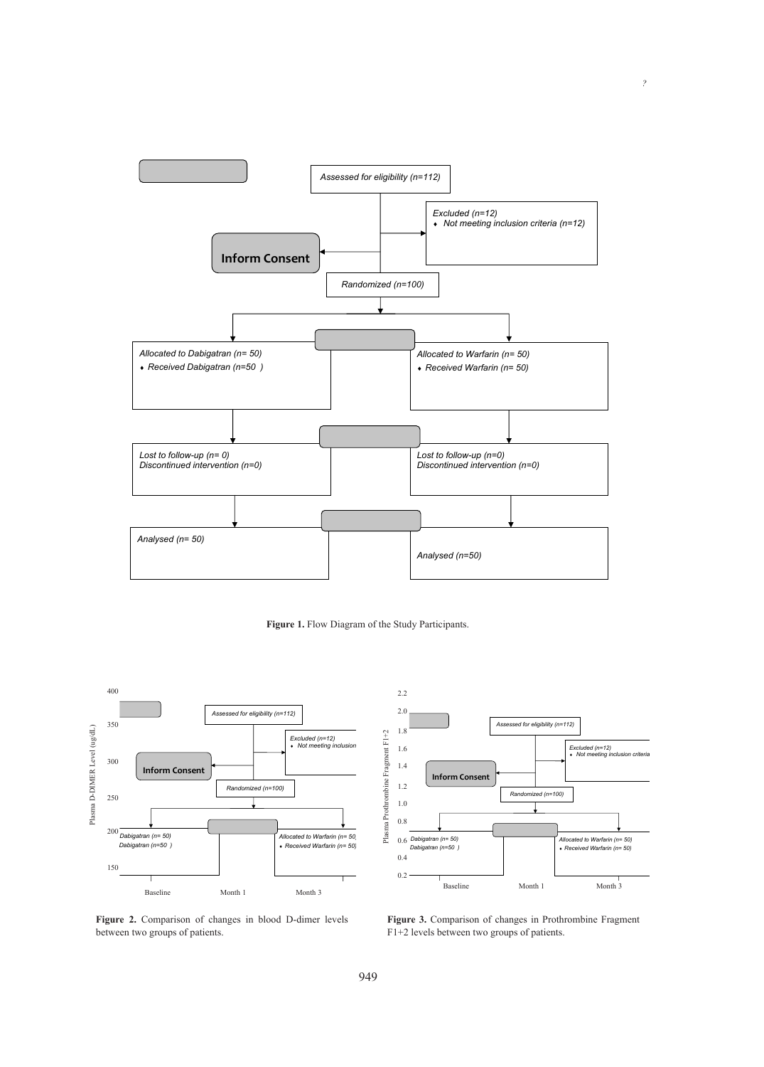Assessed for eligibility (n=112)

Excluded (n=12)
- Not meeting inclusion criteria (n=12)

**Inform Consent**

Randomized (n=100)

| Allocated to Dabigatran (n= 50) | Allocated to Warfarin (n= 50) |
| --- | --- |
| Received Dabigatran (n=50 ) | Received Warfarin (n= 50) |
| Lost to follow-up (n= 0) | Lost to follow-up (n=0) |
| Discontinued intervention (n=0) | Discontinued intervention (n=0) |
| Analysed (n= 50) | Analysed (n=50) |

**Figure 1.** Flow Diagram of the Study Participants.

**Figure 2.** Comparison of changes in blood D-dimer levels between two groups of patients.

**Figure 3.** Comparison of changes in Prothrombine Fragment F1+2 levels between two groups of patients.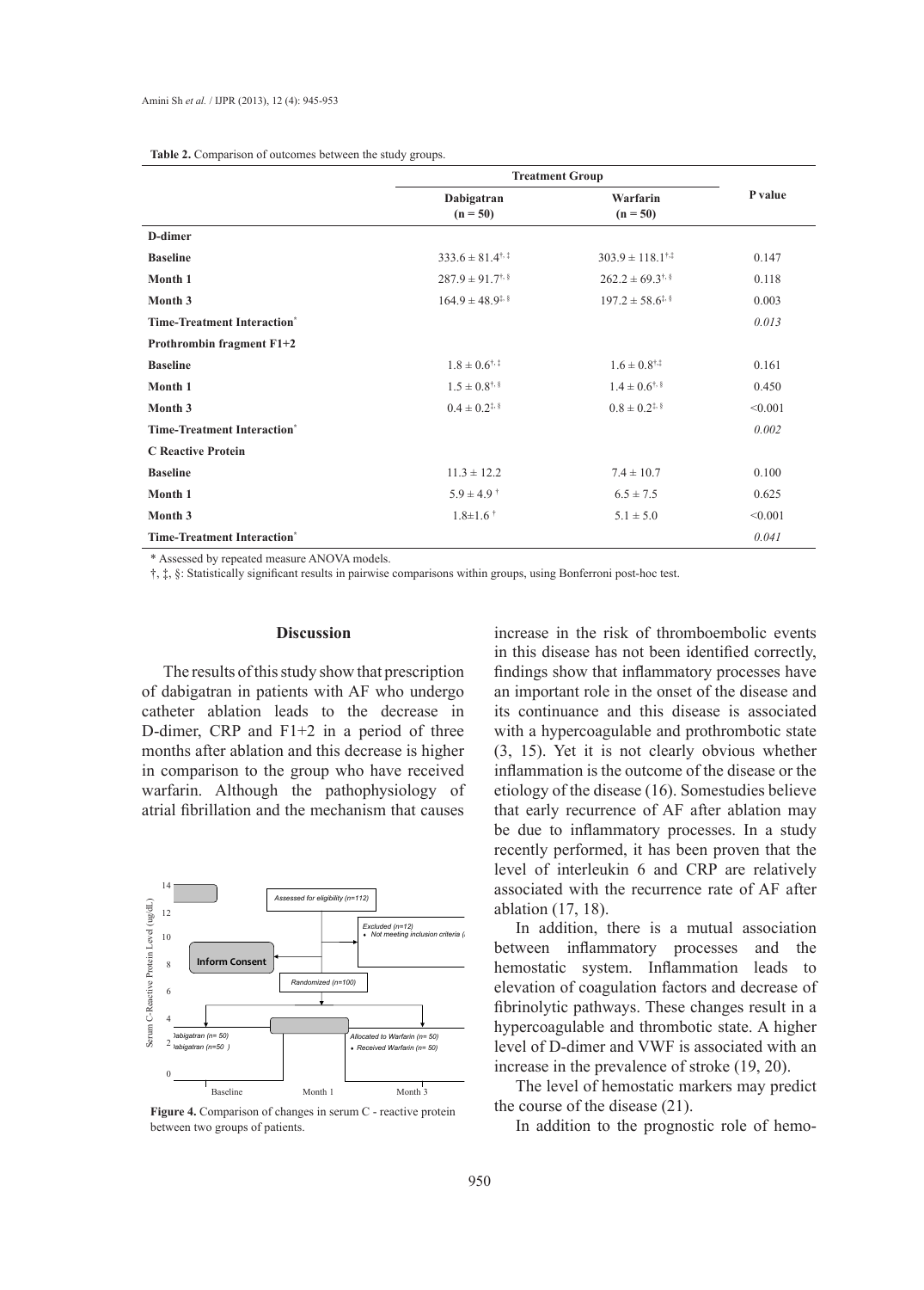**Table 2.** Comparison of outcomes between the study groups.

| | Treatment Group | | P value |
|---|---|---|---|
| | Dabigatran (n = 50) | Warfarin (n = 50) | |
| **D-dimer** | | | |
| **Baseline** | 333.6 ± 81.4†, ‡ | 303.9 ± 118.1†,‡ | 0.147 |
| **Month 1** | 287.9 ± 91.7†, § | 262.2 ± 69.3†, § | 0.118 |
| **Month 3** | 164.9 ± 48.9‡, § | 197.2 ± 58.6‡, § | 0.003 |
| **Time-Treatment Interaction*** | | | *0.013* |
| **Prothrombin fragment F1+2** | | | |
| **Baseline** | 1.8 ± 0.6†, ‡ | 1.6 ± 0.8†,‡ | 0.161 |
| **Month 1** | 1.5 ± 0.8†, § | 1.4 ± 0.6†, § | 0.450 |
| **Month 3** | 0.4 ± 0.2‡, § | 0.8 ± 0.2‡, § | <0.001 |
| **Time-Treatment Interaction*** | | | *0.002* |
| **C Reactive Protein** | | | |
| **Baseline** | 11.3 ± 12.2 | 7.4 ± 10.7 | 0.100 |
| **Month 1** | 5.9 ± 4.9 † | 6.5 ± 7.5 | 0.625 |
| **Month 3** | 1.8±1.6 † | 5.1 ± 5.0 | <0.001 |
| **Time-Treatment Interaction*** | | | *0.041* |

\* Assessed by repeated measure ANOVA models.

†, ‡, §: Statistically significant results in pairwise comparisons within groups, using Bonferroni post-hoc test.

## Discussion

The results of this study show that prescription of dabigatran in patients with AF who undergo catheter ablation leads to the decrease in D-dimer, CRP and F1+2 in a period of three months after ablation and this decrease is higher in comparison to the group who have received warfarin. Although the pathophysiology of atrial fibrillation and the mechanism that causes increase in the risk of thromboembolic events in this disease has not been identified correctly, findings show that inflammatory processes have an important role in the onset of the disease and its continuance and this disease is associated with a hypercoagulable and prothrombotic state (3, 15). Yet it is not clearly obvious whether inflammation is the outcome of the disease or the etiology of the disease (16). Somestudies believe that early recurrence of AF after ablation may be due to inflammatory processes. In a study recently performed, it has been proven that the level of interleukin 6 and CRP are relatively associated with the recurrence rate of AF after ablation (17, 18).

In addition, there is a mutual association between inflammatory processes and the hemostatic system. Inflammation leads to elevation of coagulation factors and decrease of fibrinolytic pathways. These changes result in a hypercoagulable and thrombotic state. A higher level of D-dimer and VWF is associated with an increase in the prevalence of stroke (19, 20).

The level of hemostatic markers may predict the course of the disease (21).

In addition to the prognostic role of hemo-

**Figure 4.** Comparison of changes in serum C - reactive protein between two groups of patients.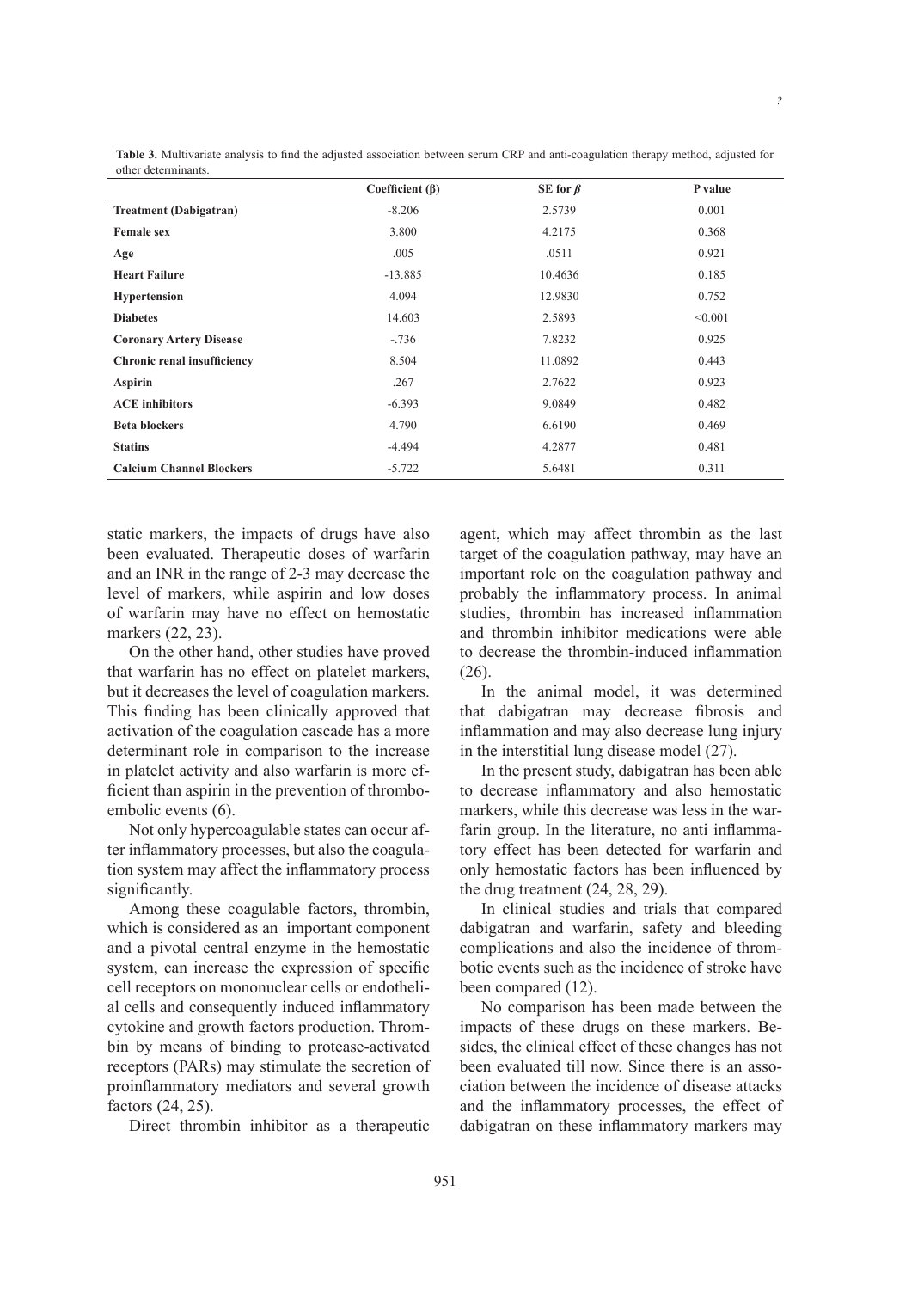**Table 3.** Multivariate analysis to find the adjusted association between serum CRP and anti-coagulation therapy method, adjusted for other determinants.

| | Coefficient (β) | SE for $\beta$ | P value |
|---|---|---|---|
| **Treatment (Dabigatran)** | -8.206 | 2.5739 | 0.001 |
| **Female sex** | 3.800 | 4.2175 | 0.368 |
| **Age** | .005 | .0511 | 0.921 |
| **Heart Failure** | -13.885 | 10.4636 | 0.185 |
| **Hypertension** | 4.094 | 12.9830 | 0.752 |
| **Diabetes** | 14.603 | 2.5893 | <0.001 |
| **Coronary Artery Disease** | -.736 | 7.8232 | 0.925 |
| **Chronic renal insufficiency** | 8.504 | 11.0892 | 0.443 |
| **Aspirin** | .267 | 2.7622 | 0.923 |
| **ACE inhibitors** | -6.393 | 9.0849 | 0.482 |
| **Beta blockers** | 4.790 | 6.6190 | 0.469 |
| **Statins** | -4.494 | 4.2877 | 0.481 |
| **Calcium Channel Blockers** | -5.722 | 5.6481 | 0.311 |

static markers, the impacts of drugs have also been evaluated. Therapeutic doses of warfarin and an INR in the range of 2-3 may decrease the level of markers, while aspirin and low doses of warfarin may have no effect on hemostatic markers (22, 23).

On the other hand, other studies have proved that warfarin has no effect on platelet markers, but it decreases the level of coagulation markers. This finding has been clinically approved that activation of the coagulation cascade has a more determinant role in comparison to the increase in platelet activity and also warfarin is more efficient than aspirin in the prevention of thromboembolic events (6).

Not only hypercoagulable states can occur after inflammatory processes, but also the coagulation system may affect the inflammatory process significantly.

Among these coagulable factors, thrombin, which is considered as an important component and a pivotal central enzyme in the hemostatic system, can increase the expression of specific cell receptors on mononuclear cells or endothelial cells and consequently induced inflammatory cytokine and growth factors production. Thrombin by means of binding to protease-activated receptors (PARs) may stimulate the secretion of proinflammatory mediators and several growth factors (24, 25).

Direct thrombin inhibitor as a therapeutic agent, which may affect thrombin as the last target of the coagulation pathway, may have an important role on the coagulation pathway and probably the inflammatory process. In animal studies, thrombin has increased inflammation and thrombin inhibitor medications were able to decrease the thrombin-induced inflammation (26).

In the animal model, it was determined that dabigatran may decrease fibrosis and inflammation and may also decrease lung injury in the interstitial lung disease model (27).

In the present study, dabigatran has been able to decrease inflammatory and also hemostatic markers, while this decrease was less in the warfarin group. In the literature, no anti inflammatory effect has been detected for warfarin and only hemostatic factors has been influenced by the drug treatment (24, 28, 29).

In clinical studies and trials that compared dabigatran and warfarin, safety and bleeding complications and also the incidence of thrombotic events such as the incidence of stroke have been compared (12).

No comparison has been made between the impacts of these drugs on these markers. Besides, the clinical effect of these changes has not been evaluated till now. Since there is an association between the incidence of disease attacks and the inflammatory processes, the effect of dabigatran on these inflammatory markers may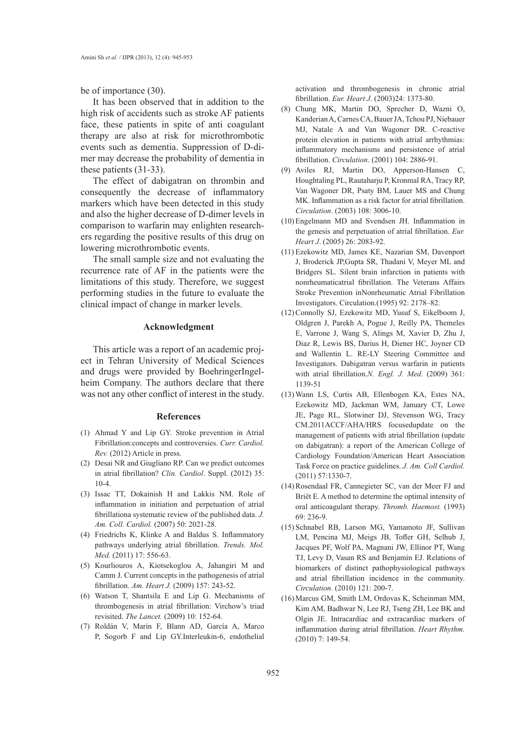be of importance (30).

It has been observed that in addition to the high risk of accidents such as stroke AF patients face, these patients in spite of anti coagulant therapy are also at risk for microthrombotic events such as dementia. Suppression of D-dimer may decrease the probability of dementia in these patients (31-33).

The effect of dabigatran on thrombin and consequently the decrease of inflammatory markers which have been detected in this study and also the higher decrease of D-dimer levels in comparison to warfarin may enlighten researchers regarding the positive results of this drug on lowering microthrombotic events.

The small sample size and not evaluating the recurrence rate of AF in the patients were the limitations of this study. Therefore, we suggest performing studies in the future to evaluate the clinical impact of change in marker levels.

## Acknowledgment

This article was a report of an academic project in Tehran University of Medical Sciences and drugs were provided by BoehringerIngelheim Company. The authors declare that there was not any other conflict of interest in the study.

## References

(1) Ahmad Y and Lip GY. Stroke prevention in Atrial Fibrillation:concepts and controversies. *Curr. Cardiol. Rev.* (2012) Article in press.

(2) Desai NR and Giugliano RP. Can we predict outcomes in atrial fibrillation? *Clin. Cardiol*. Suppl. (2012) 35: 10-4.

(3) Issac TT, Dokainish H and Lakkis NM. Role of inflammation in initiation and perpetuation of atrial fibrillationa systematic review of the published data. *J. Am. Coll. Cardiol.* (2007) 50: 2021-28.

(4) Friedrichs K, Klinke A and Baldus S. Inflammatory pathways underlying atrial fibrillation. *Trends. Mol. Med.* (2011) 17: 556-63.

(5) Kourliouros A, Kiotsekoglou A, Jahangiri M and Camm J. Current concepts in the pathogenesis of atrial fibrillation. *Am. Heart J.* (2009) 157: 243-52.

(6) Watson T, Shantsila E and Lip G. Mechanisms of thrombogenesis in atrial fibrillation: Virchow's triad revisited. *The Lancet.* (2009) 10: 152-64.

(7) Roldán V, Marín F, Blann AD, García A, Marco P, Sogorb F and Lip GY.Interleukin-6, endothelial activation and thrombogenesis in chronic atrial fibrillation. *Eur. Heart J*. (2003)24: 1373-80.

(8) Chung MK, Martin DO, Sprecher D, Wazni O, Kanderian A, Carnes CA, Bauer JA, Tchou PJ, Niebauer MJ, Natale A and Van Wagoner DR. C-reactive protein elevation in patients with atrial arrhythmias: inflammatory mechanisms and persistence of atrial fibrillation. *Circulation*. (2001) 104: 2886-91.

(9) Aviles RJ, Martin DO, Apperson-Hansen C, Houghtaling PL, Rautaharju P, Kronmal RA, Tracy RP, Van Wagoner DR, Psaty BM, Lauer MS and Chung MK. Inflammation as a risk factor for atrial fibrillation. *Circulation*. (2003) 108: 3006-10.

(10) Engelmann MD and Svendsen JH. Inflammation in the genesis and perpetuation of atrial fibrillation. *Eur. Heart J*. (2005) 26: 2083-92.

(11) Ezekowitz MD, James KE, Nazarian SM, Davenport J, Broderick JP,Gupta SR, Thadani V, Meyer ML and Bridgers SL. Silent brain infarction in patients with nonrheumaticatrial fibrillation. The Veterans Affairs Stroke Prevention inNonrheumatic Atrial Fibrillation Investigators. Circulation.(1995) 92: 2178–82.

(12) Connolly SJ, Ezekowitz MD, Yusuf S, Eikelboom J, Oldgren J, Parekh A, Pogue J, Reilly PA, Themeles E, Varrone J, Wang S, Alings M, Xavier D, Zhu J, Diaz R, Lewis BS, Darius H, Diener HC, Joyner CD and Wallentin L. RE-LY Steering Committee and Investigators. Dabigatran versus warfarin in patients with atrial fibrillation.*N. Engl. J. Med*. (2009) 361: 1139-51

(13) Wann LS, Curtis AB, Ellenbogen KA, Estes NA, Ezekowitz MD, Jackman WM, January CT, Lowe JE, Page RL, Slotwiner DJ, Stevenson WG, Tracy CM.2011ACCF/AHA/HRS focusedupdate on the management of patients with atrial fibrillation (update on dabigatran): a report of the American College of Cardiology Foundation/American Heart Association Task Force on practice guidelines. *J. Am. Coll Cardiol.* (2011) 57:1330-7.

(14) Rosendaal FR, Cannegieter SC, van der Meer FJ and Briët E. A method to determine the optimal intensity of oral anticoagulant therapy. *Thromb. Haemost.* (1993) 69: 236-9.

(15) Schnabel RB, Larson MG, Yamamoto JF, Sullivan LM, Pencina MJ, Meigs JB, Tofler GH, Selhub J, Jacques PF, Wolf PA, Magnani JW, Ellinor PT, Wang TJ, Levy D, Vasan RS and Benjamin EJ. Relations of biomarkers of distinct pathophysiological pathways and atrial fibrillation incidence in the community. *Circulation.* (2010) 121: 200-7.

(16) Marcus GM, Smith LM, Ordovas K, Scheinman MM, Kim AM, Badhwar N, Lee RJ, Tseng ZH, Lee BK and Olgin JE. Intracardiac and extracardiac markers of inflammation during atrial fibrillation. *Heart Rhythm.* (2010) 7: 149-54.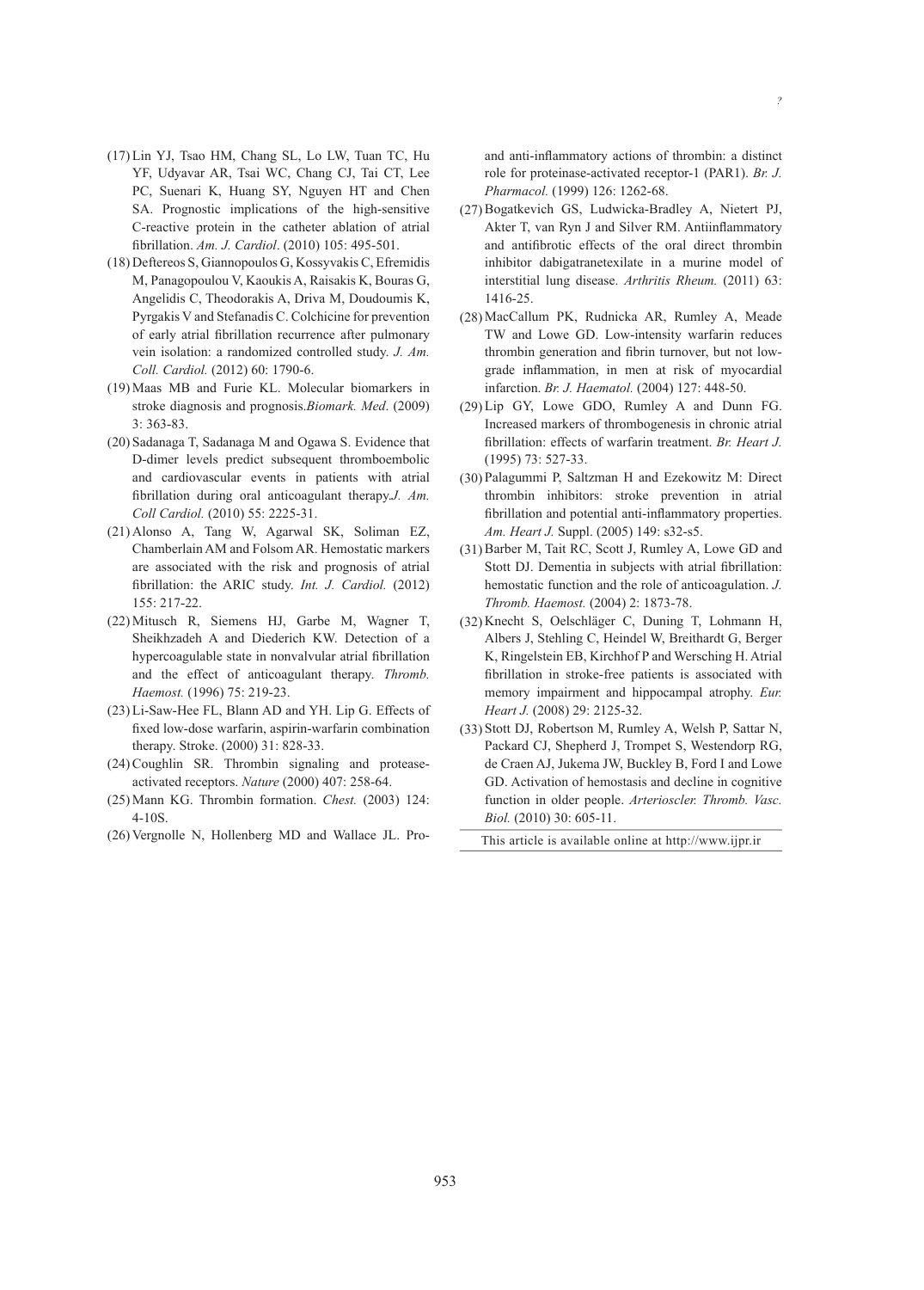(17) Lin YJ, Tsao HM, Chang SL, Lo LW, Tuan TC, Hu YF, Udyavar AR, Tsai WC, Chang CJ, Tai CT, Lee PC, Suenari K, Huang SY, Nguyen HT and Chen SA. Prognostic implications of the high-sensitive C-reactive protein in the catheter ablation of atrial fibrillation. *Am. J. Cardiol*. (2010) 105: 495-501.

(18) Deftereos S, Giannopoulos G, Kossyvakis C, Efremidis M, Panagopoulou V, Kaoukis A, Raisakis K, Bouras G, Angelidis C, Theodorakis A, Driva M, Doudoumis K, Pyrgakis V and Stefanadis C. Colchicine for prevention of early atrial fibrillation recurrence after pulmonary vein isolation: a randomized controlled study. *J. Am. Coll. Cardiol.* (2012) 60: 1790-6.

(19) Maas MB and Furie KL. Molecular biomarkers in stroke diagnosis and prognosis.*Biomark. Med*. (2009) 3: 363-83.

(20) Sadanaga T, Sadanaga M and Ogawa S. Evidence that D-dimer levels predict subsequent thromboembolic and cardiovascular events in patients with atrial fibrillation during oral anticoagulant therapy.*J. Am. Coll Cardiol.* (2010) 55: 2225-31.

(21) Alonso A, Tang W, Agarwal SK, Soliman EZ, Chamberlain AM and Folsom AR. Hemostatic markers are associated with the risk and prognosis of atrial fibrillation: the ARIC study. *Int. J. Cardiol.* (2012) 155: 217-22.

(22) Mitusch R, Siemens HJ, Garbe M, Wagner T, Sheikhzadeh A and Diederich KW. Detection of a hypercoagulable state in nonvalvular atrial fibrillation and the effect of anticoagulant therapy. *Thromb. Haemost.* (1996) 75: 219-23.

(23) Li-Saw-Hee FL, Blann AD and YH. Lip G. Effects of fixed low-dose warfarin, aspirin-warfarin combination therapy. Stroke. (2000) 31: 828-33.

(24) Coughlin SR. Thrombin signaling and protease-activated receptors. *Nature* (2000) 407: 258-64.

(25) Mann KG. Thrombin formation. *Chest.* (2003) 124: 4-10S.

(26) Vergnolle N, Hollenberg MD and Wallace JL. Pro- and anti-inflammatory actions of thrombin: a distinct role for proteinase-activated receptor-1 (PAR1). *Br. J. Pharmacol.* (1999) 126: 1262-68.

(27) Bogatkevich GS, Ludwicka-Bradley A, Nietert PJ, Akter T, van Ryn J and Silver RM. Antiinflammatory and antifibrotic effects of the oral direct thrombin inhibitor dabigatranetexilate in a murine model of interstitial lung disease. *Arthritis Rheum.* (2011) 63: 1416-25.

(28) MacCallum PK, Rudnicka AR, Rumley A, Meade TW and Lowe GD. Low-intensity warfarin reduces thrombin generation and fibrin turnover, but not low-grade inflammation, in men at risk of myocardial infarction. *Br. J. Haematol.* (2004) 127: 448-50.

(29) Lip GY, Lowe GDO, Rumley A and Dunn FG. Increased markers of thrombogenesis in chronic atrial fibrillation: effects of warfarin treatment. *Br. Heart J.* (1995) 73: 527-33.

(30) Palagummi P, Saltzman H and Ezekowitz M: Direct thrombin inhibitors: stroke prevention in atrial fibrillation and potential anti-inflammatory properties. *Am. Heart J.* Suppl. (2005) 149: s32-s5.

(31) Barber M, Tait RC, Scott J, Rumley A, Lowe GD and Stott DJ. Dementia in subjects with atrial fibrillation: hemostatic function and the role of anticoagulation. *J. Thromb. Haemost.* (2004) 2: 1873-78.

(32) Knecht S, Oelschläger C, Duning T, Lohmann H, Albers J, Stehling C, Heindel W, Breithardt G, Berger K, Ringelstein EB, Kirchhof P and Wersching H. Atrial fibrillation in stroke-free patients is associated with memory impairment and hippocampal atrophy. *Eur. Heart J.* (2008) 29: 2125-32.

(33) Stott DJ, Robertson M, Rumley A, Welsh P, Sattar N, Packard CJ, Shepherd J, Trompet S, Westendorp RG, de Craen AJ, Jukema JW, Buckley B, Ford I and Lowe GD. Activation of hemostasis and decline in cognitive function in older people. *Arterioscler. Thromb. Vasc. Biol.* (2010) 30: 605-11.

This article is available online at http://www.ijpr.ir